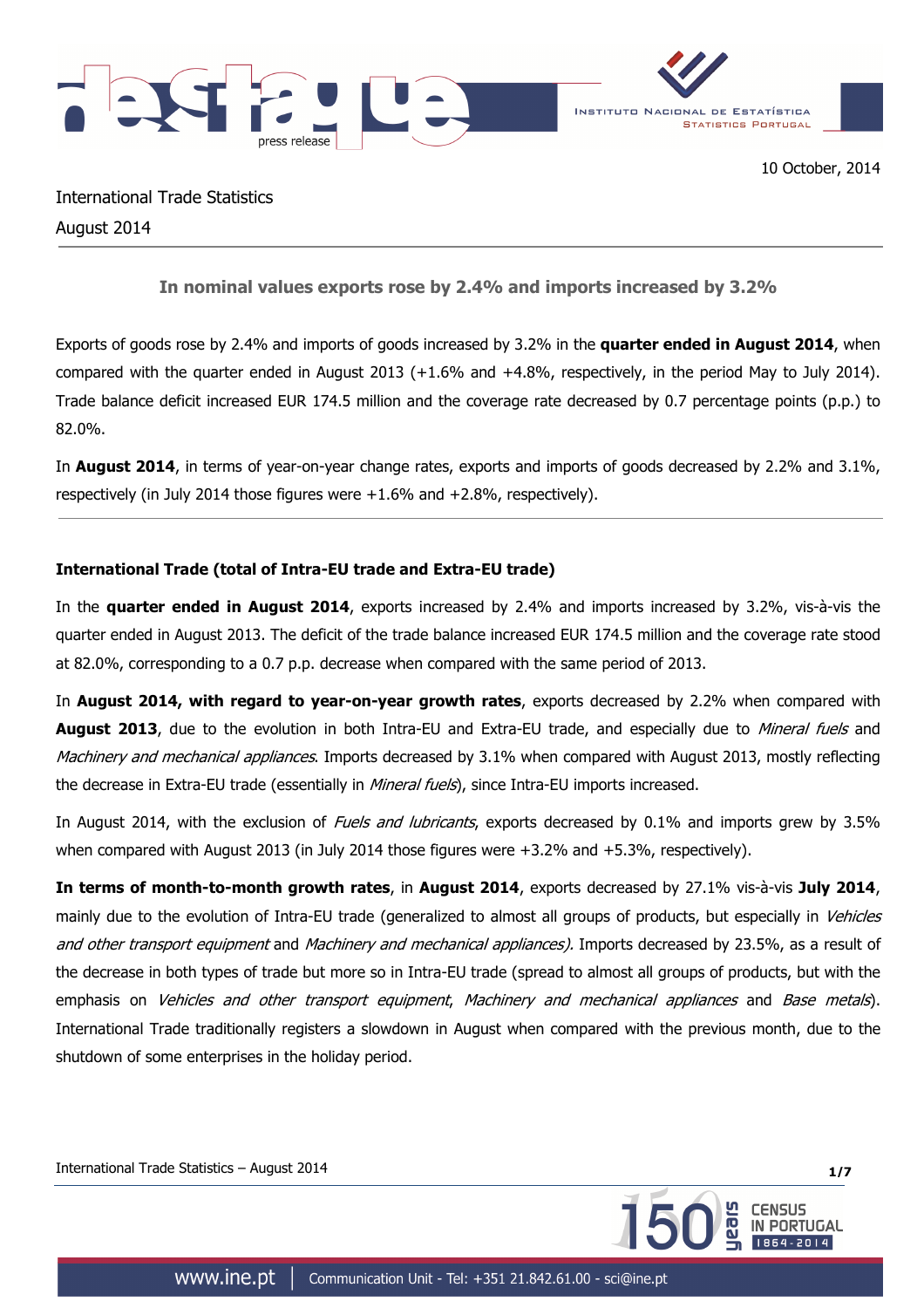10 October, 2014

International Trade Statistics
August 2014

## In nominal values exports rose by 2.4% and imports increased by 3.2%

Exports of goods rose by 2.4% and imports of goods increased by 3.2% in the **quarter ended in August 2014**, when compared with the quarter ended in August 2013 (+1.6% and +4.8%, respectively, in the period May to July 2014). Trade balance deficit increased EUR 174.5 million and the coverage rate decreased by 0.7 percentage points (p.p.) to 82.0%.

In **August 2014**, in terms of year-on-year change rates, exports and imports of goods decreased by 2.2% and 3.1%, respectively (in July 2014 those figures were +1.6% and +2.8%, respectively).

### International Trade (total of Intra-EU trade and Extra-EU trade)

In the **quarter ended in August 2014**, exports increased by 2.4% and imports increased by 3.2%, vis-à-vis the quarter ended in August 2013. The deficit of the trade balance increased EUR 174.5 million and the coverage rate stood at 82.0%, corresponding to a 0.7 p.p. decrease when compared with the same period of 2013.

In **August 2014, with regard to year-on-year growth rates**, exports decreased by 2.2% when compared with **August 2013**, due to the evolution in both Intra-EU and Extra-EU trade, and especially due to *Mineral fuels* and *Machinery and mechanical appliances*. Imports decreased by 3.1% when compared with August 2013, mostly reflecting the decrease in Extra-EU trade (essentially in *Mineral fuels*), since Intra-EU imports increased.

In August 2014, with the exclusion of *Fuels and lubricants*, exports decreased by 0.1% and imports grew by 3.5% when compared with August 2013 (in July 2014 those figures were +3.2% and +5.3%, respectively).

**In terms of month-to-month growth rates**, in **August 2014**, exports decreased by 27.1% vis-à-vis **July 2014**, mainly due to the evolution of Intra-EU trade (generalized to almost all groups of products, but especially in *Vehicles and other transport equipment* and *Machinery and mechanical appliances).* Imports decreased by 23.5%, as a result of the decrease in both types of trade but more so in Intra-EU trade (spread to almost all groups of products, but with the emphasis on *Vehicles and other transport equipment*, *Machinery and mechanical appliances* and *Base metals*). International Trade traditionally registers a slowdown in August when compared with the previous month, due to the shutdown of some enterprises in the holiday period.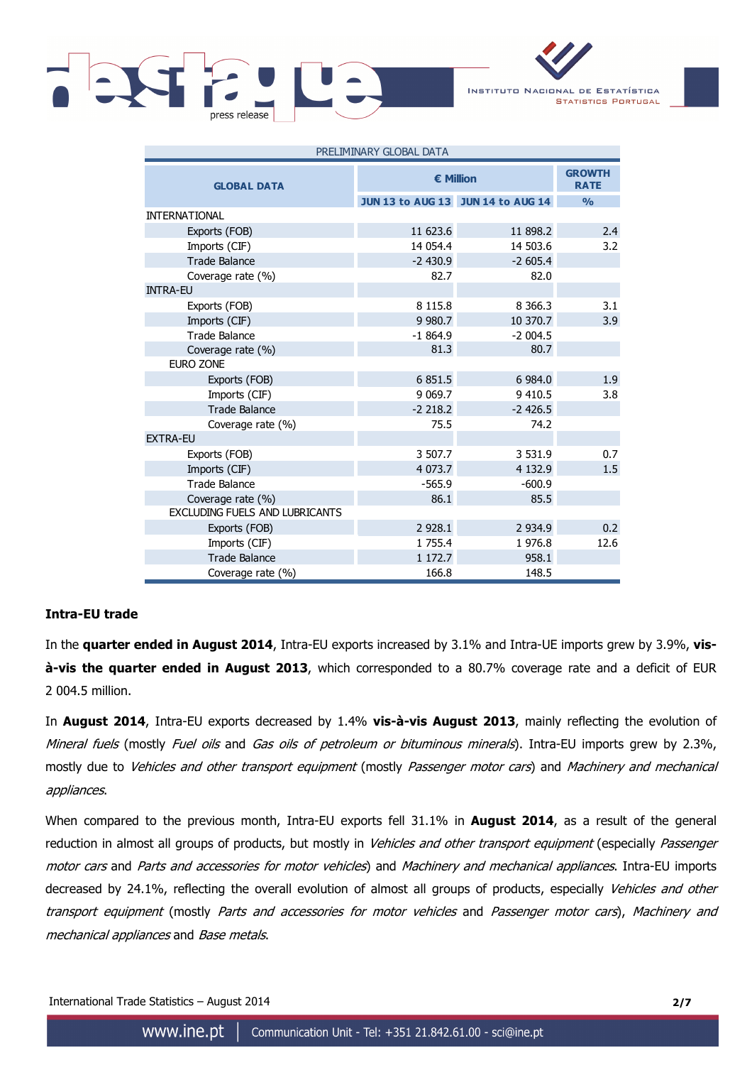| PRELIMINARY GLOBAL DATA | | | |
|---|---|---|---|
| **GLOBAL DATA** | **€ Million** | | **GROWTH RATE** |
| | **JUN 13 to AUG 13** | **JUN 14 to AUG 14** | **%** |
| INTERNATIONAL | | | |
| Exports (FOB) | 11 623.6 | 11 898.2 | 2.4 |
| Imports (CIF) | 14 054.4 | 14 503.6 | 3.2 |
| Trade Balance | -2 430.9 | -2 605.4 | |
| Coverage rate (%) | 82.7 | 82.0 | |
| INTRA-EU | | | |
| Exports (FOB) | 8 115.8 | 8 366.3 | 3.1 |
| Imports (CIF) | 9 980.7 | 10 370.7 | 3.9 |
| Trade Balance | -1 864.9 | -2 004.5 | |
| Coverage rate (%) | 81.3 | 80.7 | |
| EURO ZONE | | | |
| Exports (FOB) | 6 851.5 | 6 984.0 | 1.9 |
| Imports (CIF) | 9 069.7 | 9 410.5 | 3.8 |
| Trade Balance | -2 218.2 | -2 426.5 | |
| Coverage rate (%) | 75.5 | 74.2 | |
| EXTRA-EU | | | |
| Exports (FOB) | 3 507.7 | 3 531.9 | 0.7 |
| Imports (CIF) | 4 073.7 | 4 132.9 | 1.5 |
| Trade Balance | -565.9 | -600.9 | |
| Coverage rate (%) | 86.1 | 85.5 | |
| EXCLUDING FUELS AND LUBRICANTS | | | |
| Exports (FOB) | 2 928.1 | 2 934.9 | 0.2 |
| Imports (CIF) | 1 755.4 | 1 976.8 | 12.6 |
| Trade Balance | 1 172.7 | 958.1 | |
| Coverage rate (%) | 166.8 | 148.5 | |

### Intra-EU trade

In the **quarter ended in August 2014**, Intra-EU exports increased by 3.1% and Intra-UE imports grew by 3.9%, **vis-à-vis the quarter ended in August 2013**, which corresponded to a 80.7% coverage rate and a deficit of EUR 2 004.5 million.

In **August 2014**, Intra-EU exports decreased by 1.4% **vis-à-vis August 2013**, mainly reflecting the evolution of *Mineral fuels* (mostly *Fuel oils* and *Gas oils of petroleum or bituminous minerals*). Intra-EU imports grew by 2.3%, mostly due to *Vehicles and other transport equipment* (mostly *Passenger motor cars*) and *Machinery and mechanical appliances*.

When compared to the previous month, Intra-EU exports fell 31.1% in **August 2014**, as a result of the general reduction in almost all groups of products, but mostly in *Vehicles and other transport equipment* (especially *Passenger motor cars* and *Parts and accessories for motor vehicles*) and *Machinery and mechanical appliances*. Intra-EU imports decreased by 24.1%, reflecting the overall evolution of almost all groups of products, especially *Vehicles and other transport equipment* (mostly *Parts and accessories for motor vehicles* and *Passenger motor cars*), *Machinery and mechanical appliances* and *Base metals*.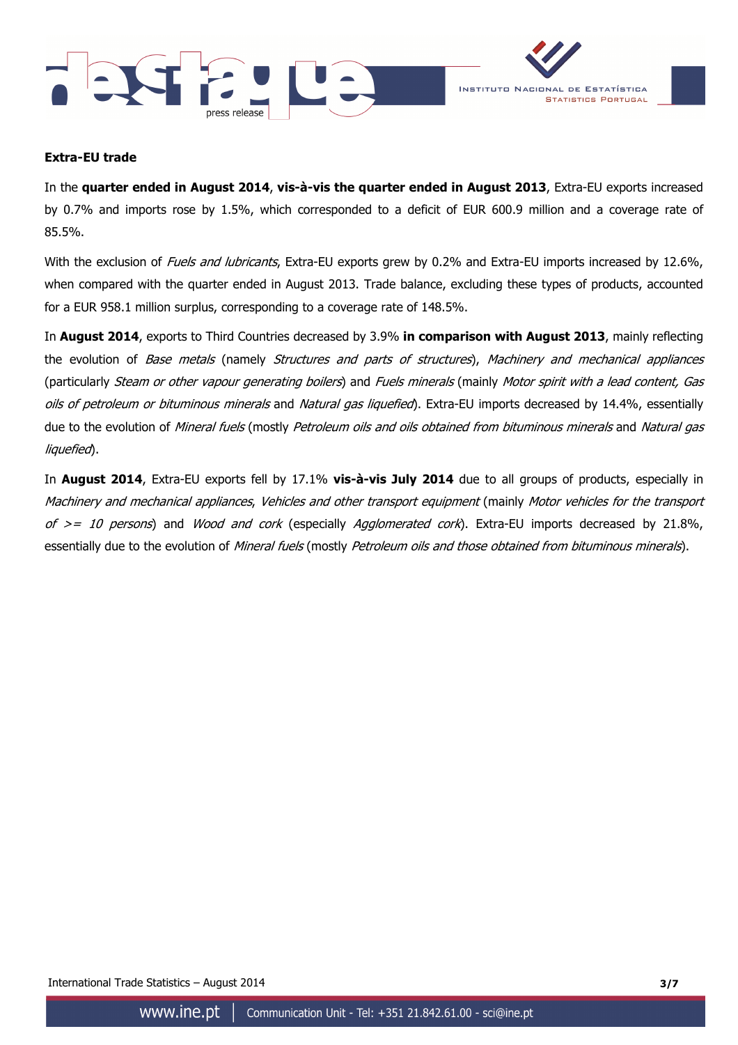**Extra-EU trade**

In the **quarter ended in August 2014**, **vis-à-vis the quarter ended in August 2013**, Extra-EU exports increased by 0.7% and imports rose by 1.5%, which corresponded to a deficit of EUR 600.9 million and a coverage rate of 85.5%.

With the exclusion of *Fuels and lubricants*, Extra-EU exports grew by 0.2% and Extra-EU imports increased by 12.6%, when compared with the quarter ended in August 2013. Trade balance, excluding these types of products, accounted for a EUR 958.1 million surplus, corresponding to a coverage rate of 148.5%.

In **August 2014**, exports to Third Countries decreased by 3.9% **in comparison with August 2013**, mainly reflecting the evolution of *Base metals* (namely *Structures and parts of structures*), *Machinery and mechanical appliances* (particularly *Steam or other vapour generating boilers*) and *Fuels minerals* (mainly *Motor spirit with a lead content, Gas oils of petroleum or bituminous minerals* and *Natural gas liquefied*). Extra-EU imports decreased by 14.4%, essentially due to the evolution of *Mineral fuels* (mostly *Petroleum oils and oils obtained from bituminous minerals* and *Natural gas liquefied*).

In **August 2014**, Extra-EU exports fell by 17.1% **vis-à-vis July 2014** due to all groups of products, especially in *Machinery and mechanical appliances*, *Vehicles and other transport equipment* (mainly *Motor vehicles for the transport of >= 10 persons*) and *Wood and cork* (especially *Agglomerated cork*). Extra-EU imports decreased by 21.8%, essentially due to the evolution of *Mineral fuels* (mostly *Petroleum oils and those obtained from bituminous minerals*).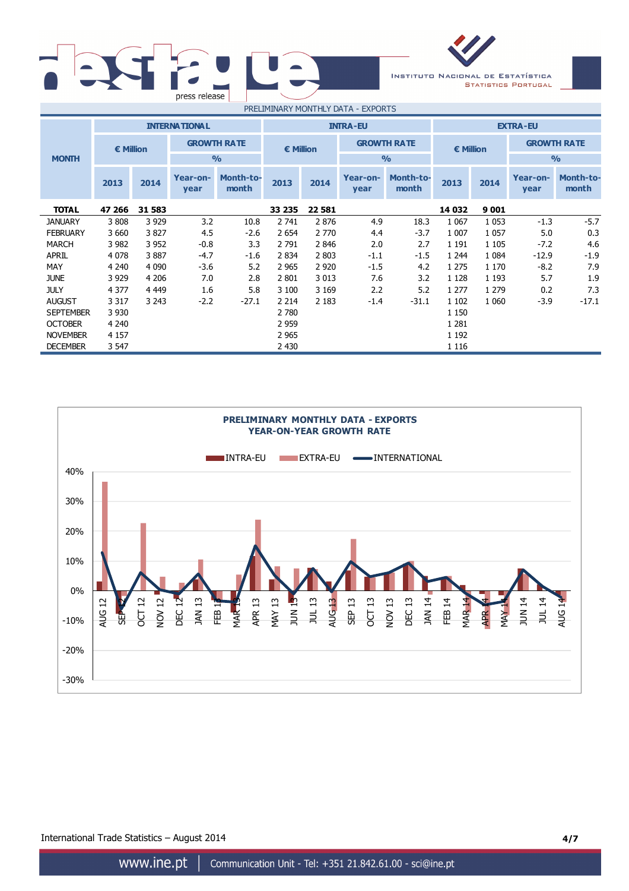PRELIMINARY MONTHLY DATA - EXPORTS

| MONTH | INTERNATIONAL | | | | INTRA-EU | | | | EXTRA-EU | | | |
|---|---|---|---|---|---|---|---|---|---|---|---|---|
| | € Million | | GROWTH RATE % | | € Million | | GROWTH RATE % | | € Million | | GROWTH RATE % | |
| | 2013 | 2014 | Year-on-year | Month-to-month | 2013 | 2014 | Year-on-year | Month-to-month | 2013 | 2014 | Year-on-year | Month-to-month |
| **TOTAL** | **47 266** | **31 583** | | | **33 235** | **22 581** | | | **14 032** | **9 001** | | |
| JANUARY | 3 808 | 3 929 | 3.2 | 10.8 | 2 741 | 2 876 | 4.9 | 18.3 | 1 067 | 1 053 | -1.3 | -5.7 |
| FEBRUARY | 3 660 | 3 827 | 4.5 | -2.6 | 2 654 | 2 770 | 4.4 | -3.7 | 1 007 | 1 057 | 5.0 | 0.3 |
| MARCH | 3 982 | 3 952 | -0.8 | 3.3 | 2 791 | 2 846 | 2.0 | 2.7 | 1 191 | 1 105 | -7.2 | 4.6 |
| APRIL | 4 078 | 3 887 | -4.7 | -1.6 | 2 834 | 2 803 | -1.1 | -1.5 | 1 244 | 1 084 | -12.9 | -1.9 |
| MAY | 4 240 | 4 090 | -3.6 | 5.2 | 2 965 | 2 920 | -1.5 | 4.2 | 1 275 | 1 170 | -8.2 | 7.9 |
| JUNE | 3 929 | 4 206 | 7.0 | 2.8 | 2 801 | 3 013 | 7.6 | 3.2 | 1 128 | 1 193 | 5.7 | 1.9 |
| JULY | 4 377 | 4 449 | 1.6 | 5.8 | 3 100 | 3 169 | 2.2 | 5.2 | 1 277 | 1 279 | 0.2 | 7.3 |
| AUGUST | 3 317 | 3 243 | -2.2 | -27.1 | 2 214 | 2 183 | -1.4 | -31.1 | 1 102 | 1 060 | -3.9 | -17.1 |
| SEPTEMBER | 3 930 | | | | 2 780 | | | | 1 150 | | | |
| OCTOBER | 4 240 | | | | 2 959 | | | | 1 281 | | | |
| NOVEMBER | 4 157 | | | | 2 965 | | | | 1 192 | | | |
| DECEMBER | 3 547 | | | | 2 430 | | | | 1 116 | | | |

**PRELIMINARY MONTHLY DATA - EXPORTS**
**YEAR-ON-YEAR GROWTH RATE**

International Trade Statistics – August 2014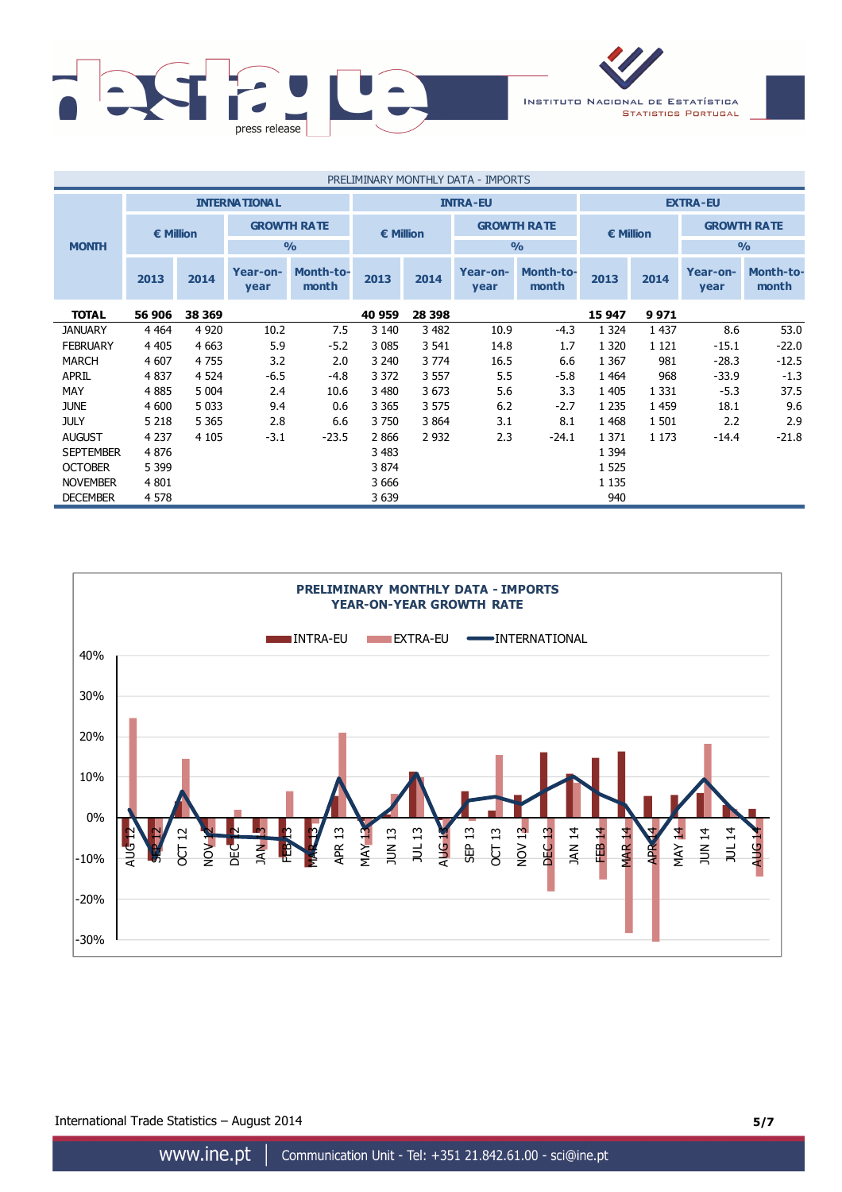PRELIMINARY MONTHLY DATA - IMPORTS

| MONTH | INTERNATIONAL | | | | INTRA-EU | | | | EXTRA-EU | | | |
|---|---|---|---|---|---|---|---|---|---|---|---|---|
| | € Million | | GROWTH RATE % | | € Million | | GROWTH RATE % | | € Million | | GROWTH RATE % | |
| | 2013 | 2014 | Year-on-year | Month-to-month | 2013 | 2014 | Year-on-year | Month-to-month | 2013 | 2014 | Year-on-year | Month-to-month |
| **TOTAL** | **56 906** | **38 369** | | | **40 959** | **28 398** | | | **15 947** | **9 971** | | |
| JANUARY | 4 464 | 4 920 | 10.2 | 7.5 | 3 140 | 3 482 | 10.9 | -4.3 | 1 324 | 1 437 | 8.6 | 53.0 |
| FEBRUARY | 4 405 | 4 663 | 5.9 | -5.2 | 3 085 | 3 541 | 14.8 | 1.7 | 1 320 | 1 121 | -15.1 | -22.0 |
| MARCH | 4 607 | 4 755 | 3.2 | 2.0 | 3 240 | 3 774 | 16.5 | 6.6 | 1 367 | 981 | -28.3 | -12.5 |
| APRIL | 4 837 | 4 524 | -6.5 | -4.8 | 3 372 | 3 557 | 5.5 | -5.8 | 1 464 | 968 | -33.9 | -1.3 |
| MAY | 4 885 | 5 004 | 2.4 | 10.6 | 3 480 | 3 673 | 5.6 | 3.3 | 1 405 | 1 331 | -5.3 | 37.5 |
| JUNE | 4 600 | 5 033 | 9.4 | 0.6 | 3 365 | 3 575 | 6.2 | -2.7 | 1 235 | 1 459 | 18.1 | 9.6 |
| JULY | 5 218 | 5 365 | 2.8 | 6.6 | 3 750 | 3 864 | 3.1 | 8.1 | 1 468 | 1 501 | 2.2 | 2.9 |
| AUGUST | 4 237 | 4 105 | -3.1 | -23.5 | 2 866 | 2 932 | 2.3 | -24.1 | 1 371 | 1 173 | -14.4 | -21.8 |
| SEPTEMBER | 4 876 | | | | 3 483 | | | | 1 394 | | | |
| OCTOBER | 5 399 | | | | 3 874 | | | | 1 525 | | | |
| NOVEMBER | 4 801 | | | | 3 666 | | | | 1 135 | | | |
| DECEMBER | 4 578 | | | | 3 639 | | | | 940 | | | |

**PRELIMINARY MONTHLY DATA - IMPORTS**
**YEAR-ON-YEAR GROWTH RATE**

INTRA-EU · EXTRA-EU · INTERNATIONAL

International Trade Statistics – August 2014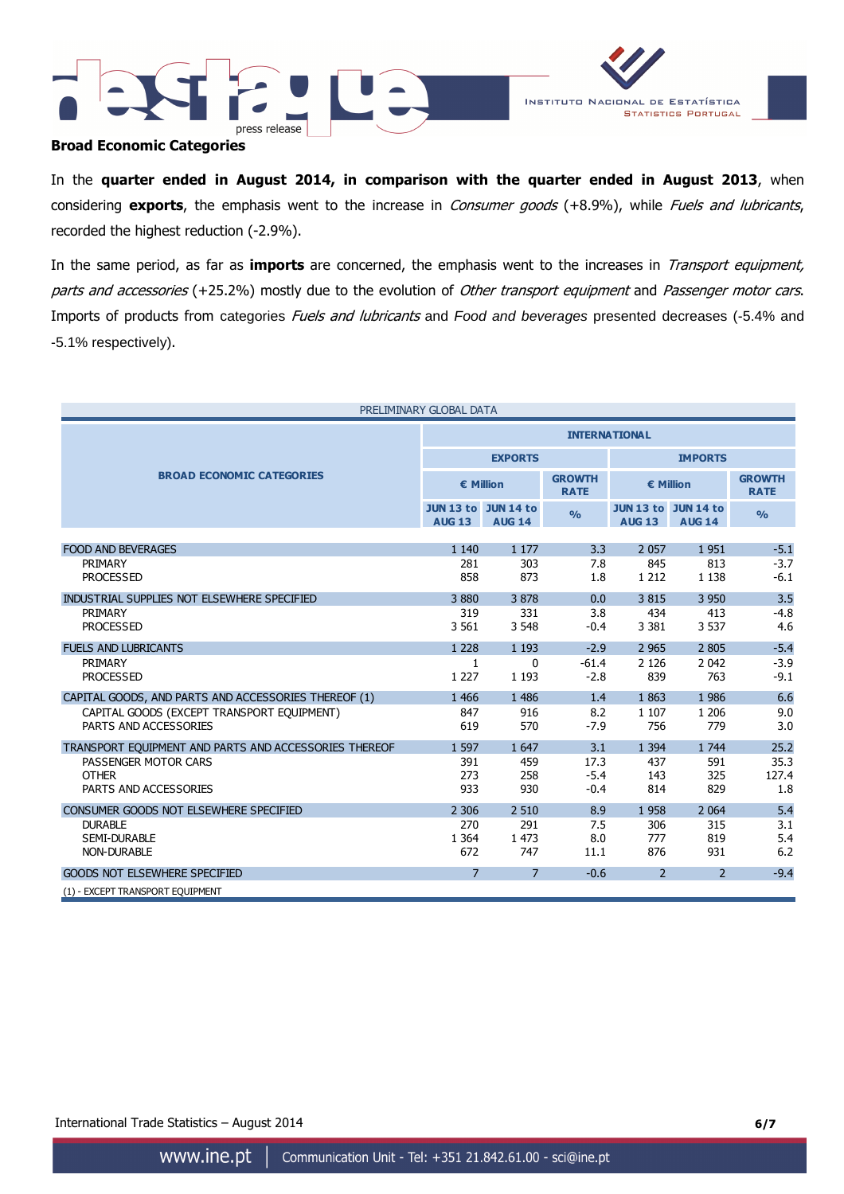## Broad Economic Categories

In the **quarter ended in August 2014, in comparison with the quarter ended in August 2013**, when considering **exports**, the emphasis went to the increase in *Consumer goods* (+8.9%), while *Fuels and lubricants*, recorded the highest reduction (-2.9%).

In the same period, as far as **imports** are concerned, the emphasis went to the increases in *Transport equipment, parts and accessories* (+25.2%) mostly due to the evolution of *Other transport equipment* and *Passenger motor cars*. Imports of products from categories *Fuels and lubricants* and *Food and beverages* presented decreases (-5.4% and -5.1% respectively).

PRELIMINARY GLOBAL DATA

| BROAD ECONOMIC CATEGORIES | INTERNATIONAL | | | | | |
|---|---|---|---|---|---|---|
| | EXPORTS | | | IMPORTS | | |
| | € Million | | GROWTH RATE | € Million | | GROWTH RATE |
| | JUN 13 to AUG 13 | JUN 14 to AUG 14 | % | JUN 13 to AUG 13 | JUN 14 to AUG 14 | % |
| FOOD AND BEVERAGES | 1 140 | 1 177 | 3.3 | 2 057 | 1 951 | -5.1 |
| PRIMARY | 281 | 303 | 7.8 | 845 | 813 | -3.7 |
| PROCESSED | 858 | 873 | 1.8 | 1 212 | 1 138 | -6.1 |
| INDUSTRIAL SUPPLIES NOT ELSEWHERE SPECIFIED | 3 880 | 3 878 | 0.0 | 3 815 | 3 950 | 3.5 |
| PRIMARY | 319 | 331 | 3.8 | 434 | 413 | -4.8 |
| PROCESSED | 3 561 | 3 548 | -0.4 | 3 381 | 3 537 | 4.6 |
| FUELS AND LUBRICANTS | 1 228 | 1 193 | -2.9 | 2 965 | 2 805 | -5.4 |
| PRIMARY | 1 | 0 | -61.4 | 2 126 | 2 042 | -3.9 |
| PROCESSED | 1 227 | 1 193 | -2.8 | 839 | 763 | -9.1 |
| CAPITAL GOODS, AND PARTS AND ACCESSORIES THEREOF (1) | 1 466 | 1 486 | 1.4 | 1 863 | 1 986 | 6.6 |
| CAPITAL GOODS (EXCEPT TRANSPORT EQUIPMENT) | 847 | 916 | 8.2 | 1 107 | 1 206 | 9.0 |
| PARTS AND ACCESSORIES | 619 | 570 | -7.9 | 756 | 779 | 3.0 |
| TRANSPORT EQUIPMENT AND PARTS AND ACCESSORIES THEREOF | 1 597 | 1 647 | 3.1 | 1 394 | 1 744 | 25.2 |
| PASSENGER MOTOR CARS | 391 | 459 | 17.3 | 437 | 591 | 35.3 |
| OTHER | 273 | 258 | -5.4 | 143 | 325 | 127.4 |
| PARTS AND ACCESSORIES | 933 | 930 | -0.4 | 814 | 829 | 1.8 |
| CONSUMER GOODS NOT ELSEWHERE SPECIFIED | 2 306 | 2 510 | 8.9 | 1 958 | 2 064 | 5.4 |
| DURABLE | 270 | 291 | 7.5 | 306 | 315 | 3.1 |
| SEMI-DURABLE | 1 364 | 1 473 | 8.0 | 777 | 819 | 5.4 |
| NON-DURABLE | 672 | 747 | 11.1 | 876 | 931 | 6.2 |
| GOODS NOT ELSEWHERE SPECIFIED | 7 | 7 | -0.6 | 2 | 2 | -9.4 |

(1) - EXCEPT TRANSPORT EQUIPMENT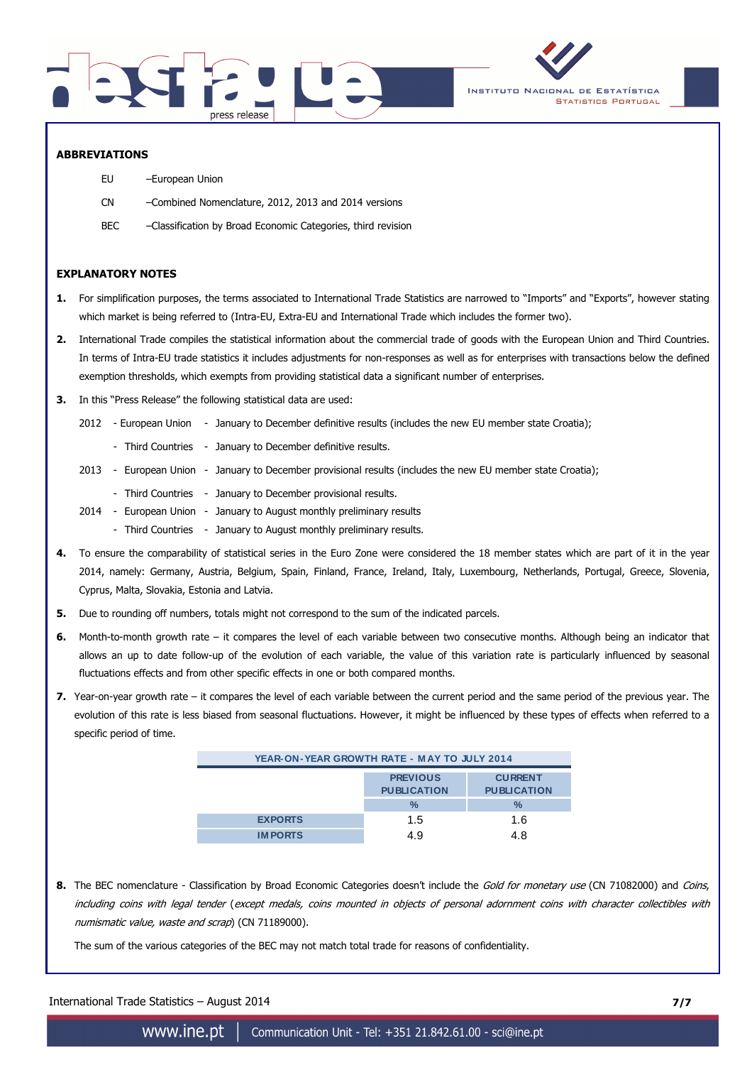## ABBREVIATIONS

| | |
|---|---|
| EU | –European Union |
| CN | –Combined Nomenclature, 2012, 2013 and 2014 versions |
| BEC | –Classification by Broad Economic Categories, third revision |

## EXPLANATORY NOTES

1. For simplification purposes, the terms associated to International Trade Statistics are narrowed to "Imports" and "Exports", however stating which market is being referred to (Intra-EU, Extra-EU and International Trade which includes the former two).
2. International Trade compiles the statistical information about the commercial trade of goods with the European Union and Third Countries. In terms of Intra-EU trade statistics it includes adjustments for non-responses as well as for enterprises with transactions below the defined exemption thresholds, which exempts from providing statistical data a significant number of enterprises.
3. In this "Press Release" the following statistical data are used:

   2012 - European Union - January to December definitive results (includes the new EU member state Croatia);

   - Third Countries - January to December definitive results.

   2013 - European Union - January to December provisional results (includes the new EU member state Croatia);

   - Third Countries - January to December provisional results.

   2014 - European Union - January to August monthly preliminary results

   - Third Countries - January to August monthly preliminary results.
4. To ensure the comparability of statistical series in the Euro Zone were considered the 18 member states which are part of it in the year 2014, namely: Germany, Austria, Belgium, Spain, Finland, France, Ireland, Italy, Luxembourg, Netherlands, Portugal, Greece, Slovenia, Cyprus, Malta, Slovakia, Estonia and Latvia.
5. Due to rounding off numbers, totals might not correspond to the sum of the indicated parcels.
6. Month-to-month growth rate – it compares the level of each variable between two consecutive months. Although being an indicator that allows an up to date follow-up of the evolution of each variable, the value of this variation rate is particularly influenced by seasonal fluctuations effects and from other specific effects in one or both compared months.
7. Year-on-year growth rate – it compares the level of each variable between the current period and the same period of the previous year. The evolution of this rate is less biased from seasonal fluctuations. However, it might be influenced by these types of effects when referred to a specific period of time.

**YEAR-ON-YEAR GROWTH RATE - MAY TO JULY 2014**

| | PREVIOUS PUBLICATION | CURRENT PUBLICATION |
|---|---|---|
| | % | % |
| EXPORTS | 1.5 | 1.6 |
| IMPORTS | 4.9 | 4.8 |

8. The BEC nomenclature - Classification by Broad Economic Categories doesn't include the *Gold for monetary use* (CN 71082000) and *Coins, including coins with legal tender* (*except medals, coins mounted in objects of personal adornment coins with character collectibles with numismatic value, waste and scrap*) (CN 71189000).

   The sum of the various categories of the BEC may not match total trade for reasons of confidentiality.